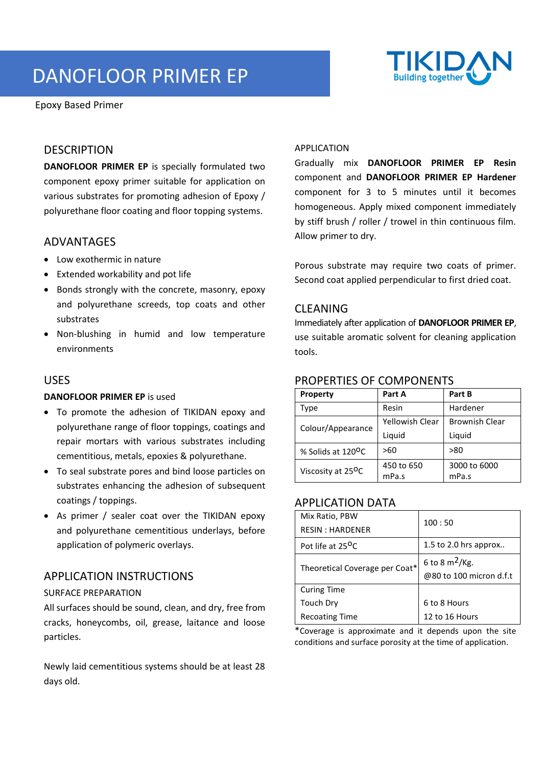# DANOFLOOR PRIMER EP

Epoxy Based Primer

## DESCRIPTION

**DANOFLOOR PRIMER EP** is specially formulated two component epoxy primer suitable for application on various substrates for promoting adhesion of Epoxy / polyurethane floor coating and floor topping systems.

## ADVANTAGES

- Low exothermic in nature
- Extended workability and pot life
- Bonds strongly with the concrete, masonry, epoxy and polyurethane screeds, top coats and other substrates
- Non-blushing in humid and low temperature environments

## USES

**DANOFLOOR PRIMER EP** is used

- To promote the adhesion of TIKIDAN epoxy and polyurethane range of floor toppings, coatings and repair mortars with various substrates including cementitious, metals, epoxies & polyurethane.
- To seal substrate pores and bind loose particles on substrates enhancing the adhesion of subsequent coatings / toppings.
- As primer / sealer coat over the TIKIDAN epoxy and polyurethane cementitious underlays, before application of polymeric overlays.

## APPLICATION INSTRUCTIONS

### SURFACE PREPARATION

All surfaces should be sound, clean, and dry, free from cracks, honeycombs, oil, grease, laitance and loose particles.

Newly laid cementitious systems should be at least 28 days old.

### APPLICATION

Gradually mix **DANOFLOOR PRIMER EP Resin** component and **DANOFLOOR PRIMER EP Hardener** component for 3 to 5 minutes until it becomes homogeneous. Apply mixed component immediately by stiff brush / roller / trowel in thin continuous film. Allow primer to dry.

Porous substrate may require two coats of primer. Second coat applied perpendicular to first dried coat.

## CLEANING

Immediately after application of **DANOFLOOR PRIMER EP**, use suitable aromatic solvent for cleaning application tools.

## PROPERTIES OF COMPONENTS

| Property | Part A | Part B |
|---|---|---|
| Type | Resin | Hardener |
| Colour/Appearance | Yellowish Clear Liquid | Brownish Clear Liquid |
| % Solids at 120°C | >60 | >80 |
| Viscosity at 25°C | 450 to 650 mPa.s | 3000 to 6000 mPa.s |

## APPLICATION DATA

| | |
|---|---|
| Mix Ratio, PBW RESIN : HARDENER | 100 : 50 |
| Pot life at 25°C | 1.5 to 2.0 hrs approx.. |
| Theoretical Coverage per Coat* | 6 to 8 $m^2$/Kg. @80 to 100 micron d.f.t |
| Curing Time | |
| Touch Dry | 6 to 8 Hours |
| Recoating Time | 12 to 16 Hours |

*Coverage is approximate and it depends upon the site conditions and surface porosity at the time of application.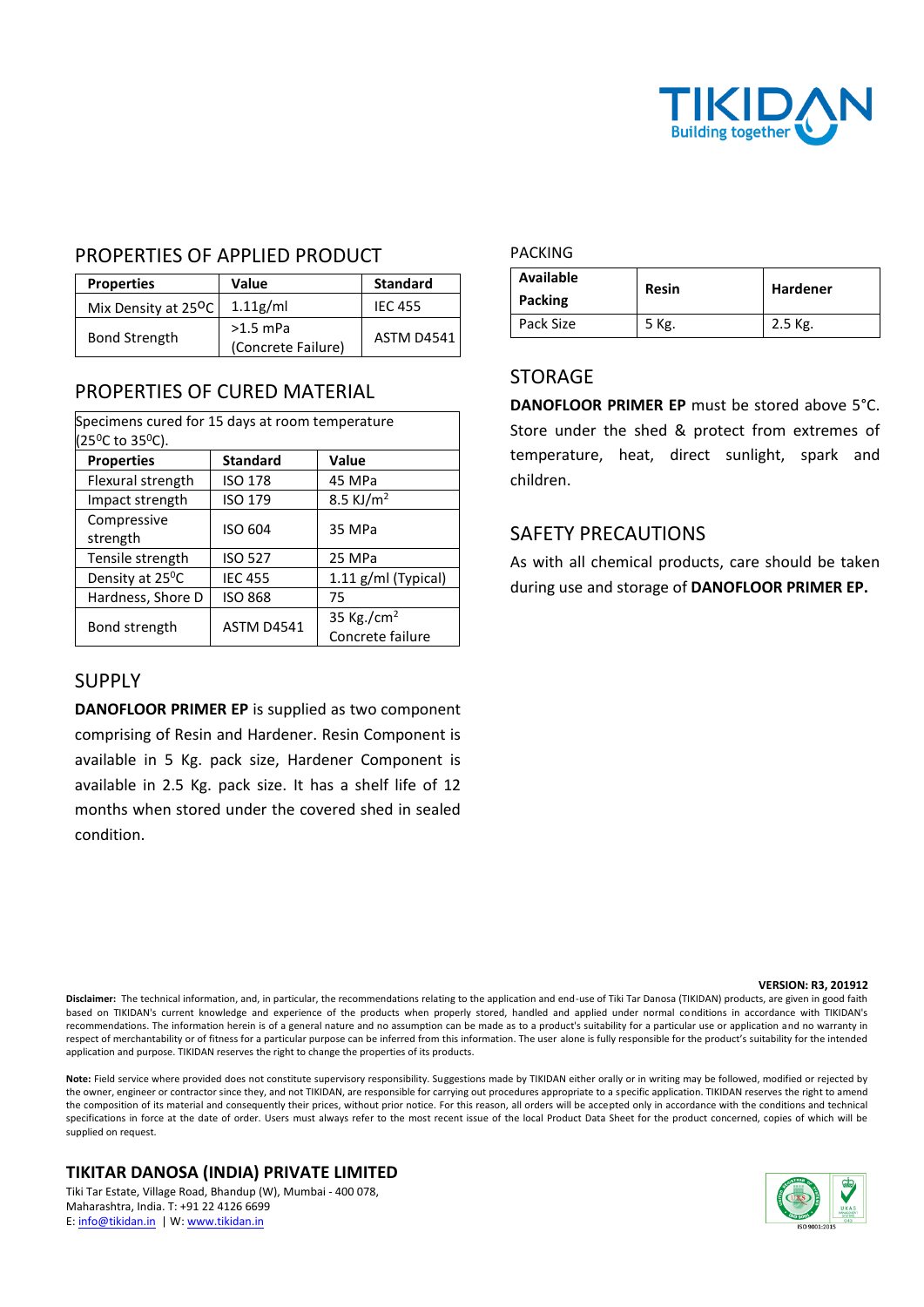## PROPERTIES OF APPLIED PRODUCT

| Properties | Value | Standard |
|---|---|---|
| Mix Density at 25$^{0}$C | 1.11g/ml | IEC 455 |
| Bond Strength | >1.5 mPa (Concrete Failure) | ASTM D4541 |

## PROPERTIES OF CURED MATERIAL

| Specimens cured for 15 days at room temperature (25$^{0}$C to 35$^{0}$C). | | |
|---|---|---|
| **Properties** | **Standard** | **Value** |
| Flexural strength | ISO 178 | 45 MPa |
| Impact strength | ISO 179 | 8.5 KJ/m$^{2}$ |
| Compressive strength | ISO 604 | 35 MPa |
| Tensile strength | ISO 527 | 25 MPa |
| Density at 25$^{0}$C | IEC 455 | 1.11 g/ml (Typical) |
| Hardness, Shore D | ISO 868 | 75 |
| Bond strength | ASTM D4541 | 35 Kg./cm$^{2}$ Concrete failure |

## SUPPLY

**DANOFLOOR PRIMER EP** is supplied as two component comprising of Resin and Hardener. Resin Component is available in 5 Kg. pack size, Hardener Component is available in 2.5 Kg. pack size. It has a shelf life of 12 months when stored under the covered shed in sealed condition.

## PACKING

| Available Packing | Resin | Hardener |
|---|---|---|
| Pack Size | 5 Kg. | 2.5 Kg. |

## STORAGE

**DANOFLOOR PRIMER EP** must be stored above 5°C. Store under the shed & protect from extremes of temperature, heat, direct sunlight, spark and children.

## SAFETY PRECAUTIONS

As with all chemical products, care should be taken during use and storage of **DANOFLOOR PRIMER EP.**

**VERSION: R3, 201912**

**Disclaimer:** The technical information, and, in particular, the recommendations relating to the application and end-use of Tiki Tar Danosa (TIKIDAN) products, are given in good faith based on TIKIDAN's current knowledge and experience of the products when properly stored, handled and applied under normal conditions in accordance with TIKIDAN's recommendations. The information herein is of a general nature and no assumption can be made as to a product's suitability for a particular use or application and no warranty in respect of merchantability or of fitness for a particular purpose can be inferred from this information. The user alone is fully responsible for the product's suitability for the intended application and purpose. TIKIDAN reserves the right to change the properties of its products.

**Note:** Field service where provided does not constitute supervisory responsibility. Suggestions made by TIKIDAN either orally or in writing may be followed, modified or rejected by the owner, engineer or contractor since they, and not TIKIDAN, are responsible for carrying out procedures appropriate to a specific application. TIKIDAN reserves the right to amend the composition of its material and consequently their prices, without prior notice. For this reason, all orders will be accepted only in accordance with the conditions and technical specifications in force at the date of order. Users must always refer to the most recent issue of the local Product Data Sheet for the product concerned, copies of which will be supplied on request.

**TIKITAR DANOSA (INDIA) PRIVATE LIMITED**

Tiki Tar Estate, Village Road, Bhandup (W), Mumbai - 400 078, Maharashtra, India. T: +91 22 4126 6699
E: info@tikidan.in | W: www.tikidan.in